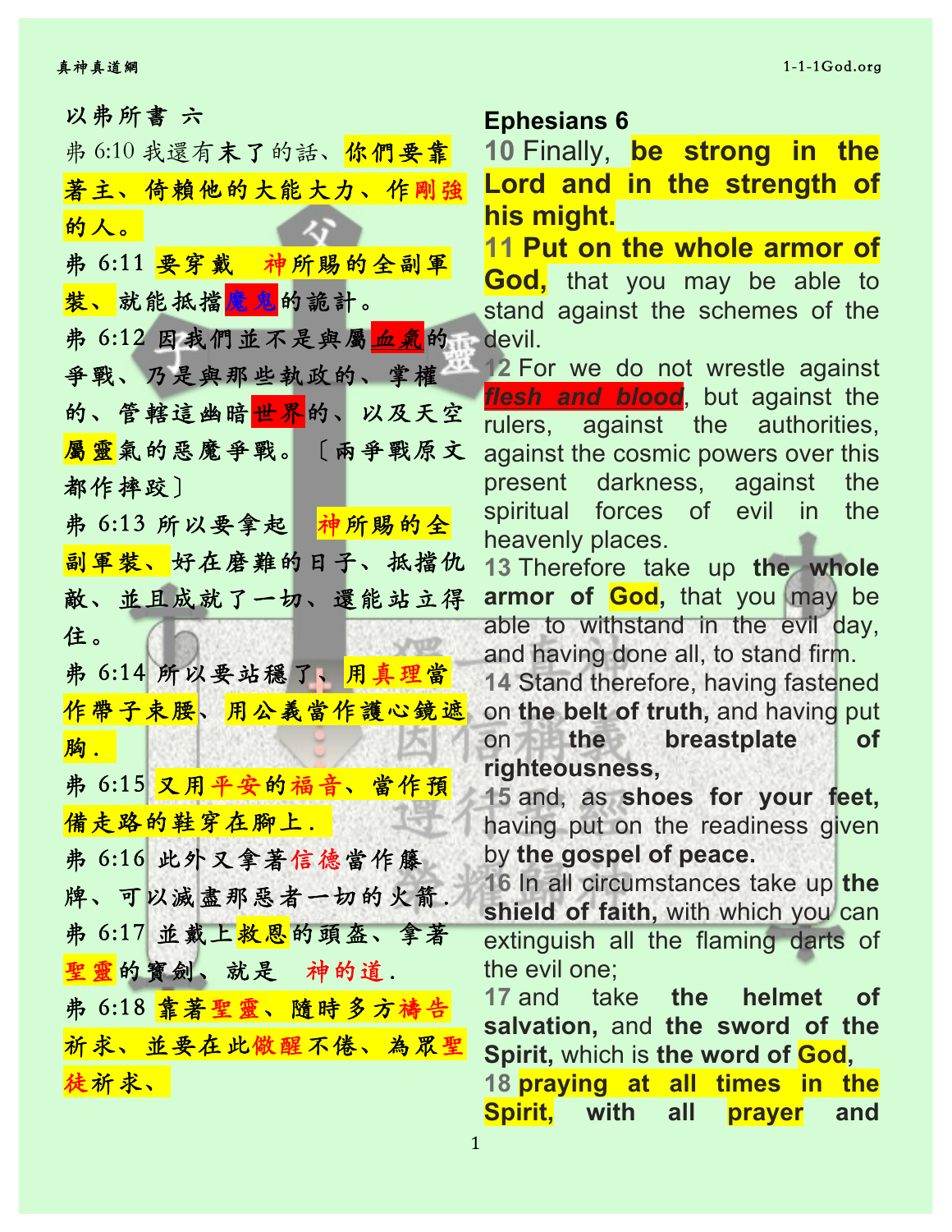以弗所書 六

弗 6:10 我還有末了的話、你們要靠著主、倚賴他的大能大力、作剛強的人。

弗 6:11 要穿戴　神所賜的全副軍裝、就能抵擋魔鬼的詭計。

弗 6:12 因我們並不是與屬血氣的爭戰、乃是與那些執政的、掌權的、管轄這幽暗世界的、以及天空屬靈氣的惡魔爭戰。〔兩爭戰原文都作摔跤〕

弗 6:13 所以要拿起　神所賜的全副軍裝、好在磨難的日子、抵擋仇敵、並且成就了一切、還能站立得住。

弗 6:14 所以要站穩了、用真理當作帶子束腰、用公義當作護心鏡遮胸.

弗 6:15 又用平安的福音、當作預備走路的鞋穿在腳上.

弗 6:16 此外又拿著信德當作籐牌、可以滅盡那惡者一切的火箭.

弗 6:17 並戴上救恩的頭盔、拿著聖靈的寶劍、就是　神的道.

弗 6:18 靠著聖靈、隨時多方禱告祈求、並要在此儆醒不倦、為眾聖徒祈求、

## Ephesians 6

**10** Finally, **be strong in the Lord and in the strength of his might.**

**11 Put on the whole armor of God,** that you may be able to stand against the schemes of the devil.

**12** For we do not wrestle against ***flesh and blood***, but against the rulers, against the authorities, against the cosmic powers over this present darkness, against the spiritual forces of evil in the heavenly places.

**13** Therefore take up **the whole armor of God,** that you may be able to withstand in the evil day, and having done all, to stand firm.

**14** Stand therefore, having fastened on **the belt of truth,** and having put on **the breastplate of righteousness,**

**15** and, as **shoes for your feet,** having put on the readiness given by **the gospel of peace.**

**16** In all circumstances take up **the shield of faith,** with which you can extinguish all the flaming darts of the evil one;

**17** and take **the helmet of salvation,** and **the sword of the Spirit,** which is **the word of God,**

**18 praying at all times in the Spirit,** with all **prayer** and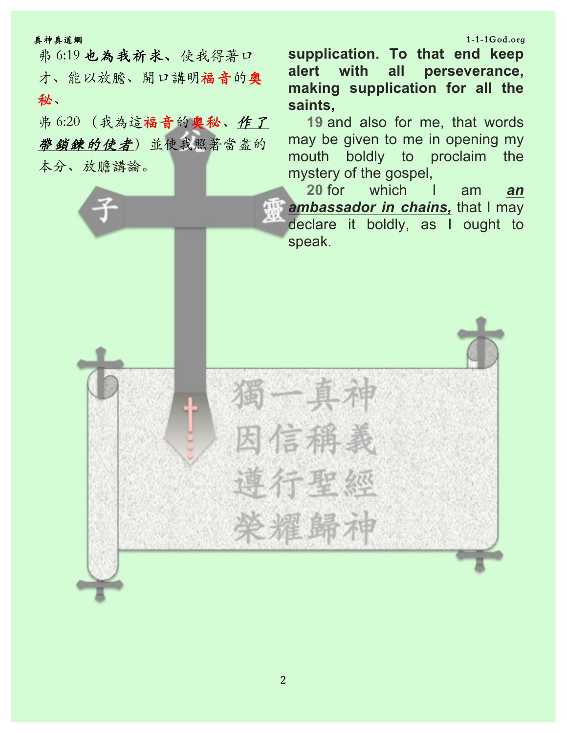弗 6:19 **也為我祈求**、使我得著口才、能以放膽、開口講明福音的奧秘、

弗 6:20 （我為這福音的奧秘、***作了帶鎖鍊的使者***）並使我照著當盡的本分、放膽講論。

**supplication. To that end keep alert with all perseverance, making supplication for all the saints,**

**19** and also for me, that words may be given to me in opening my mouth boldly to proclaim the mystery of the gospel,

**20** for which I am ***an ambassador in chains,*** that I may declare it boldly, as I ought to speak.

獨一真神
因信稱義
遵行聖經
榮耀歸神